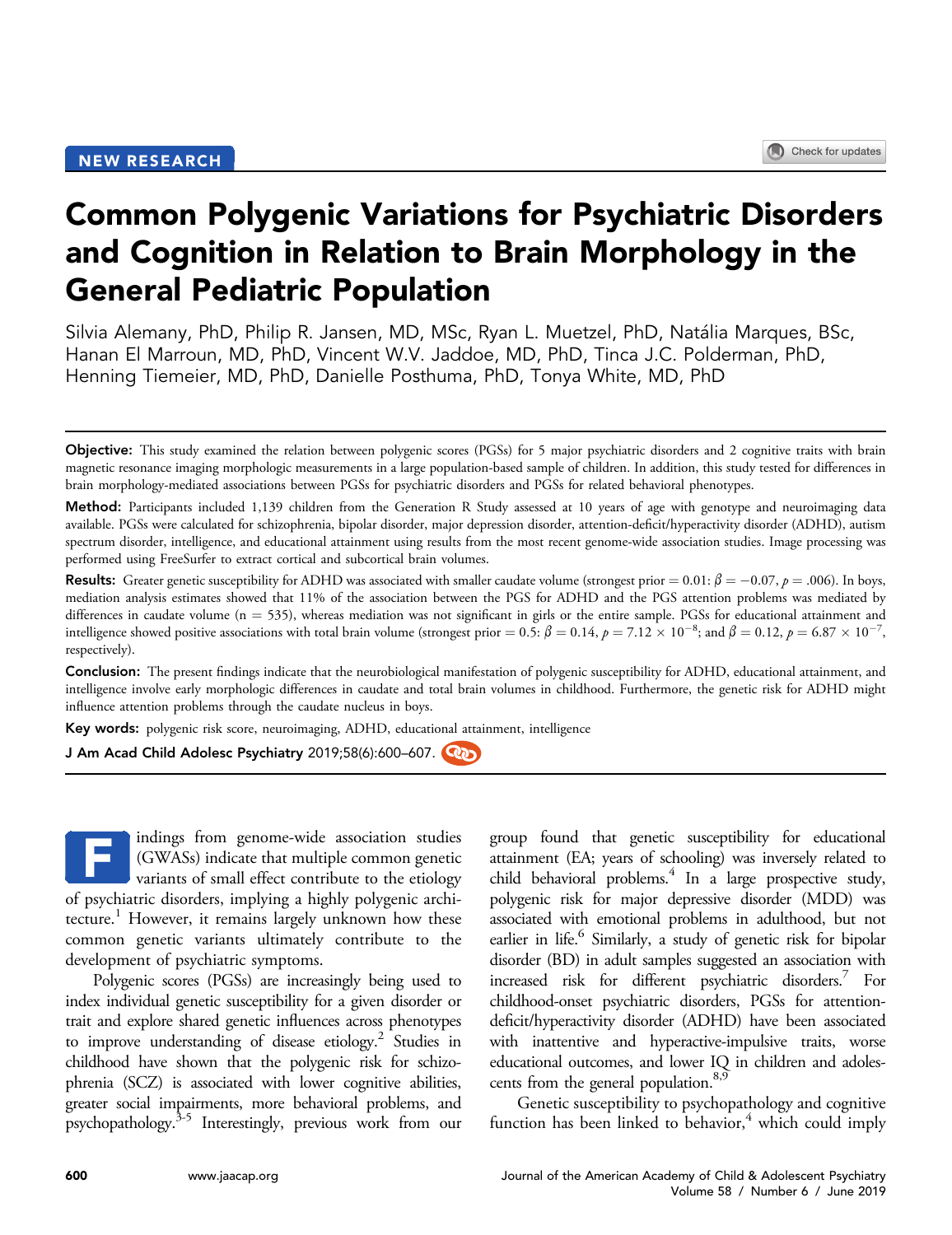NEW RESEARCH

# Common Polygenic Variations for Psychiatric Disorders and Cognition in Relation to Brain Morphology in the General Pediatric Population

Silvia Alemany, PhD, Philip R. Jansen, MD, MSc, Ryan L. Muetzel, PhD, Natália Marques, BSc, Hanan El Marroun, MD, PhD, Vincent W.V. Jaddoe, MD, PhD, Tinca J.C. Polderman, PhD, Henning Tiemeier, MD, PhD, Danielle Posthuma, PhD, Tonya White, MD, PhD

**Objective:** This study examined the relation between polygenic scores (PGSs) for 5 major psychiatric disorders and 2 cognitive traits with brain magnetic resonance imaging morphologic measurements in a large population-based sample of children. In addition, this study tested for differences in brain morphology-mediated associations between PGSs for psychiatric disorders and PGSs for related behavioral phenotypes.

**Method:** Participants included 1,139 children from the Generation R Study assessed at 10 years of age with genotype and neuroimaging data available. PGSs were calculated for schizophrenia, bipolar disorder, major depression disorder, attention-deficit/hyperactivity disorder (ADHD), autism spectrum disorder, intelligence, and educational attainment using results from the most recent genome-wide association studies. Image processing was performed using FreeSurfer to extract cortical and subcortical brain volumes.

**Results:** Greater genetic susceptibility for ADHD was associated with smaller caudate volume (strongest prior = 0.01: $\beta = -0.07$, $p = .006$). In boys, mediation analysis estimates showed that 11% of the association between the PGS for ADHD and the PGS attention problems was mediated by differences in caudate volume ($n = 535$), whereas mediation was not significant in girls or the entire sample. PGSs for educational attainment and intelligence showed positive associations with total brain volume (strongest prior = 0.5: $\beta = 0.14$, $p = 7.12 \times 10^{-8}$; and $\beta = 0.12$, $p = 6.87 \times 10^{-7}$, respectively).

**Conclusion:** The present findings indicate that the neurobiological manifestation of polygenic susceptibility for ADHD, educational attainment, and intelligence involve early morphologic differences in caudate and total brain volumes in childhood. Furthermore, the genetic risk for ADHD might influence attention problems through the caudate nucleus in boys.

**Key words:** polygenic risk score, neuroimaging, ADHD, educational attainment, intelligence

J Am Acad Child Adolesc Psychiatry 2019;58(6):600–607.

Findings from genome-wide association studies (GWASs) indicate that multiple common genetic variants of small effect contribute to the etiology of psychiatric disorders, implying a highly polygenic architecture.[1] However, it remains largely unknown how these common genetic variants ultimately contribute to the development of psychiatric symptoms.

Polygenic scores (PGSs) are increasingly being used to index individual genetic susceptibility for a given disorder or trait and explore shared genetic influences across phenotypes to improve understanding of disease etiology.[2] Studies in childhood have shown that the polygenic risk for schizophrenia (SCZ) is associated with lower cognitive abilities, greater social impairments, more behavioral problems, and psychopathology.[3-5] Interestingly, previous work from our group found that genetic susceptibility for educational attainment (EA; years of schooling) was inversely related to child behavioral problems.[4] In a large prospective study, polygenic risk for major depressive disorder (MDD) was associated with emotional problems in adulthood, but not earlier in life.[6] Similarly, a study of genetic risk for bipolar disorder (BD) in adult samples suggested an association with increased risk for different psychiatric disorders.[7] For childhood-onset psychiatric disorders, PGSs for attention-deficit/hyperactivity disorder (ADHD) have been associated with inattentive and hyperactive-impulsive traits, worse educational outcomes, and lower IQ in children and adolescents from the general population.[8,9]

Genetic susceptibility to psychopathology and cognitive function has been linked to behavior,[4] which could imply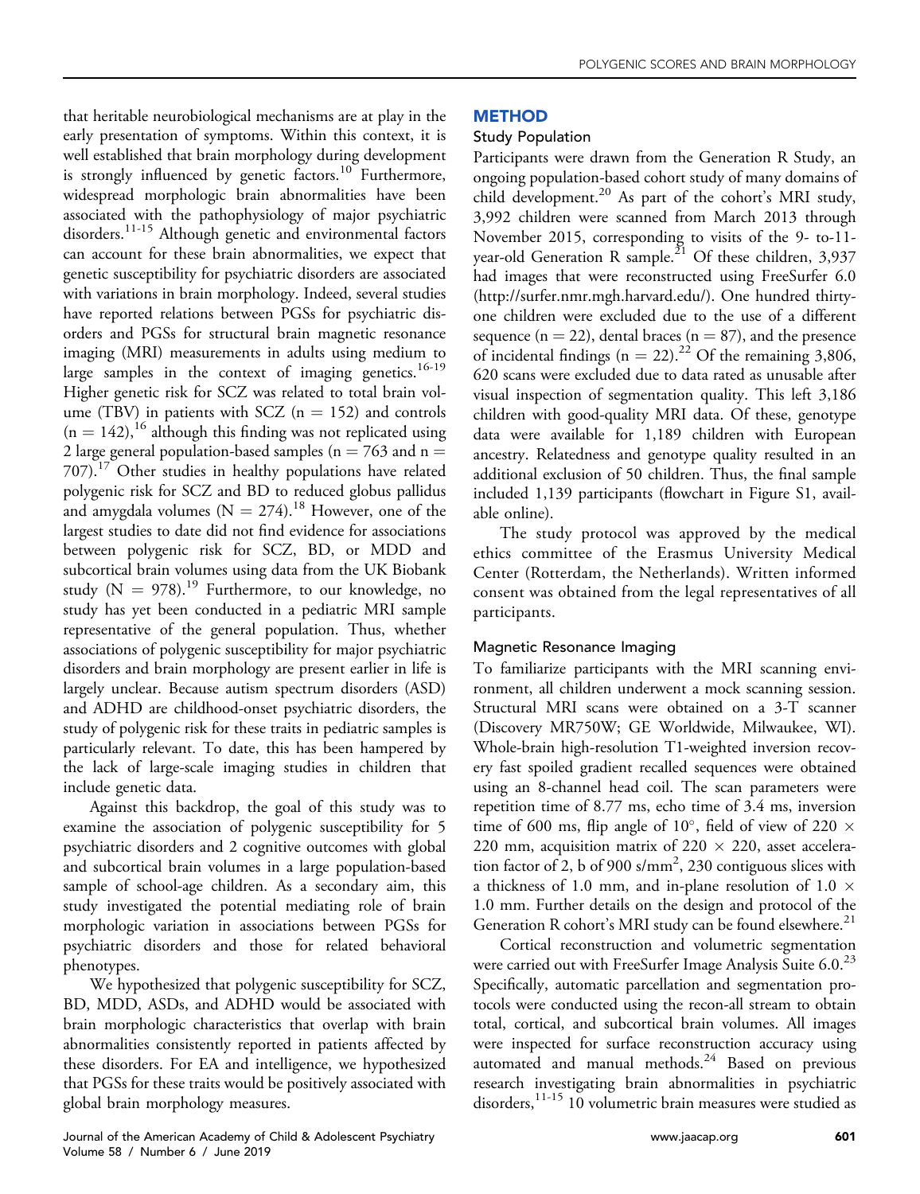that heritable neurobiological mechanisms are at play in the early presentation of symptoms. Within this context, it is well established that brain morphology during development is strongly influenced by genetic factors.[10] Furthermore, widespread morphologic brain abnormalities have been associated with the pathophysiology of major psychiatric disorders.[11-15] Although genetic and environmental factors can account for these brain abnormalities, we expect that genetic susceptibility for psychiatric disorders are associated with variations in brain morphology. Indeed, several studies have reported relations between PGSs for psychiatric disorders and PGSs for structural brain magnetic resonance imaging (MRI) measurements in adults using medium to large samples in the context of imaging genetics.[16-19] Higher genetic risk for SCZ was related to total brain volume (TBV) in patients with SCZ (n = 152) and controls (n = 142),[16] although this finding was not replicated using 2 large general population-based samples (n = 763 and n = 707).[17] Other studies in healthy populations have related polygenic risk for SCZ and BD to reduced globus pallidus and amygdala volumes (N = 274).[18] However, one of the largest studies to date did not find evidence for associations between polygenic risk for SCZ, BD, or MDD and subcortical brain volumes using data from the UK Biobank study (N = 978).[19] Furthermore, to our knowledge, no study has yet been conducted in a pediatric MRI sample representative of the general population. Thus, whether associations of polygenic susceptibility for major psychiatric disorders and brain morphology are present earlier in life is largely unclear. Because autism spectrum disorders (ASD) and ADHD are childhood-onset psychiatric disorders, the study of polygenic risk for these traits in pediatric samples is particularly relevant. To date, this has been hampered by the lack of large-scale imaging studies in children that include genetic data.

Against this backdrop, the goal of this study was to examine the association of polygenic susceptibility for 5 psychiatric disorders and 2 cognitive outcomes with global and subcortical brain volumes in a large population-based sample of school-age children. As a secondary aim, this study investigated the potential mediating role of brain morphologic variation in associations between PGSs for psychiatric disorders and those for related behavioral phenotypes.

We hypothesized that polygenic susceptibility for SCZ, BD, MDD, ASDs, and ADHD would be associated with brain morphologic characteristics that overlap with brain abnormalities consistently reported in patients affected by these disorders. For EA and intelligence, we hypothesized that PGSs for these traits would be positively associated with global brain morphology measures.

## METHOD

### Study Population

Participants were drawn from the Generation R Study, an ongoing population-based cohort study of many domains of child development.[20] As part of the cohort's MRI study, 3,992 children were scanned from March 2013 through November 2015, corresponding to visits of the 9- to-11-year-old Generation R sample.[21] Of these children, 3,937 had images that were reconstructed using FreeSurfer 6.0 (http://surfer.nmr.mgh.harvard.edu/). One hundred thirty-one children were excluded due to the use of a different sequence (n = 22), dental braces (n = 87), and the presence of incidental findings (n = 22).[22] Of the remaining 3,806, 620 scans were excluded due to data rated as unusable after visual inspection of segmentation quality. This left 3,186 children with good-quality MRI data. Of these, genotype data were available for 1,189 children with European ancestry. Relatedness and genotype quality resulted in an additional exclusion of 50 children. Thus, the final sample included 1,139 participants (flowchart in Figure S1, available online).

The study protocol was approved by the medical ethics committee of the Erasmus University Medical Center (Rotterdam, the Netherlands). Written informed consent was obtained from the legal representatives of all participants.

### Magnetic Resonance Imaging

To familiarize participants with the MRI scanning environment, all children underwent a mock scanning session. Structural MRI scans were obtained on a 3-T scanner (Discovery MR750W; GE Worldwide, Milwaukee, WI). Whole-brain high-resolution T1-weighted inversion recovery fast spoiled gradient recalled sequences were obtained using an 8-channel head coil. The scan parameters were repetition time of 8.77 ms, echo time of 3.4 ms, inversion time of 600 ms, flip angle of 10°, field of view of 220 × 220 mm, acquisition matrix of 220 × 220, asset acceleration factor of 2, b of 900 s/mm$^2$, 230 contiguous slices with a thickness of 1.0 mm, and in-plane resolution of 1.0 × 1.0 mm. Further details on the design and protocol of the Generation R cohort's MRI study can be found elsewhere.[21]

Cortical reconstruction and volumetric segmentation were carried out with FreeSurfer Image Analysis Suite 6.0.[23] Specifically, automatic parcellation and segmentation protocols were conducted using the recon-all stream to obtain total, cortical, and subcortical brain volumes. All images were inspected for surface reconstruction accuracy using automated and manual methods.[24] Based on previous research investigating brain abnormalities in psychiatric disorders,[11-15] 10 volumetric brain measures were studied as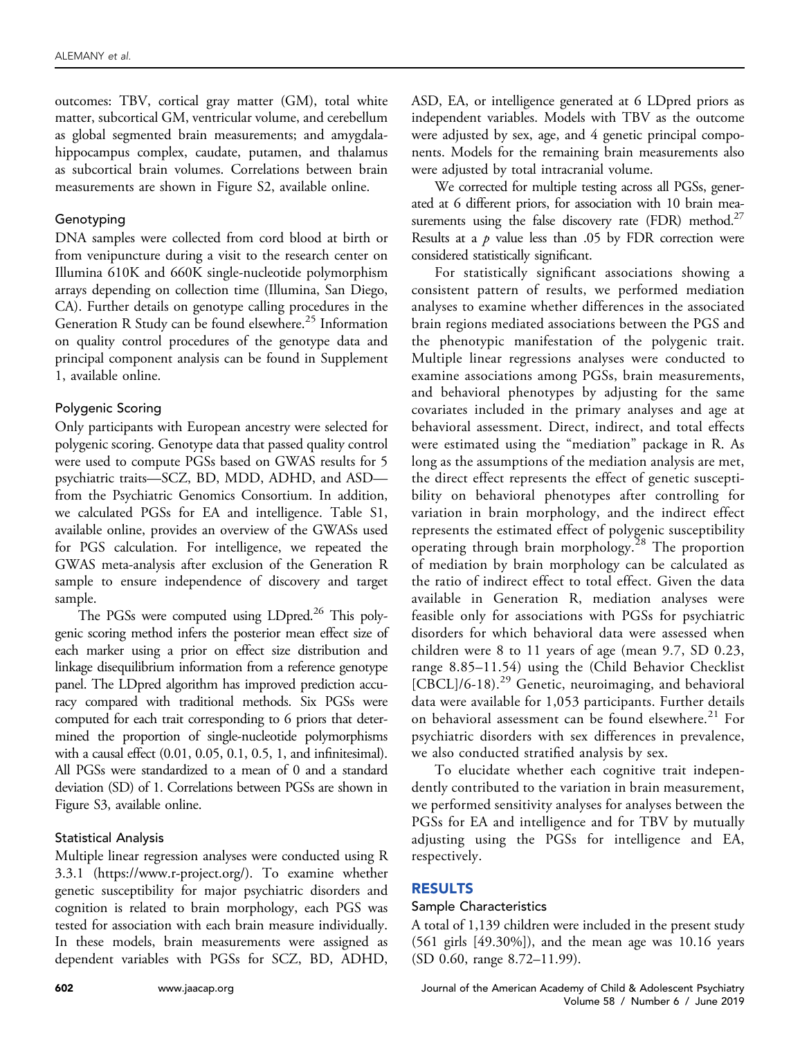outcomes: TBV, cortical gray matter (GM), total white matter, subcortical GM, ventricular volume, and cerebellum as global segmented brain measurements; and amygdala-hippocampus complex, caudate, putamen, and thalamus as subcortical brain volumes. Correlations between brain measurements are shown in Figure S2, available online.

### Genotyping

DNA samples were collected from cord blood at birth or from venipuncture during a visit to the research center on Illumina 610K and 660K single-nucleotide polymorphism arrays depending on collection time (Illumina, San Diego, CA). Further details on genotype calling procedures in the Generation R Study can be found elsewhere.[25] Information on quality control procedures of the genotype data and principal component analysis can be found in Supplement 1, available online.

### Polygenic Scoring

Only participants with European ancestry were selected for polygenic scoring. Genotype data that passed quality control were used to compute PGSs based on GWAS results for 5 psychiatric traits—SCZ, BD, MDD, ADHD, and ASD—from the Psychiatric Genomics Consortium. In addition, we calculated PGSs for EA and intelligence. Table S1, available online, provides an overview of the GWASs used for PGS calculation. For intelligence, we repeated the GWAS meta-analysis after exclusion of the Generation R sample to ensure independence of discovery and target sample.

The PGSs were computed using LDpred.[26] This polygenic scoring method infers the posterior mean effect size of each marker using a prior on effect size distribution and linkage disequilibrium information from a reference genotype panel. The LDpred algorithm has improved prediction accuracy compared with traditional methods. Six PGSs were computed for each trait corresponding to 6 priors that determined the proportion of single-nucleotide polymorphisms with a causal effect (0.01, 0.05, 0.1, 0.5, 1, and infinitesimal). All PGSs were standardized to a mean of 0 and a standard deviation (SD) of 1. Correlations between PGSs are shown in Figure S3, available online.

### Statistical Analysis

Multiple linear regression analyses were conducted using R 3.3.1 (https://www.r-project.org/). To examine whether genetic susceptibility for major psychiatric disorders and cognition is related to brain morphology, each PGS was tested for association with each brain measure individually. In these models, brain measurements were assigned as dependent variables with PGSs for SCZ, BD, ADHD, ASD, EA, or intelligence generated at 6 LDpred priors as independent variables. Models with TBV as the outcome were adjusted by sex, age, and 4 genetic principal components. Models for the remaining brain measurements also were adjusted by total intracranial volume.

We corrected for multiple testing across all PGSs, generated at 6 different priors, for association with 10 brain measurements using the false discovery rate (FDR) method.[27] Results at a $p$ value less than .05 by FDR correction were considered statistically significant.

For statistically significant associations showing a consistent pattern of results, we performed mediation analyses to examine whether differences in the associated brain regions mediated associations between the PGS and the phenotypic manifestation of the polygenic trait. Multiple linear regressions analyses were conducted to examine associations among PGSs, brain measurements, and behavioral phenotypes by adjusting for the same covariates included in the primary analyses and age at behavioral assessment. Direct, indirect, and total effects were estimated using the "mediation" package in R. As long as the assumptions of the mediation analysis are met, the direct effect represents the effect of genetic susceptibility on behavioral phenotypes after controlling for variation in brain morphology, and the indirect effect represents the estimated effect of polygenic susceptibility operating through brain morphology.[28] The proportion of mediation by brain morphology can be calculated as the ratio of indirect effect to total effect. Given the data available in Generation R, mediation analyses were feasible only for associations with PGSs for psychiatric disorders for which behavioral data were assessed when children were 8 to 11 years of age (mean 9.7, SD 0.23, range 8.85–11.54) using the (Child Behavior Checklist [CBCL]/6-18).[29] Genetic, neuroimaging, and behavioral data were available for 1,053 participants. Further details on behavioral assessment can be found elsewhere.[21] For psychiatric disorders with sex differences in prevalence, we also conducted stratified analysis by sex.

To elucidate whether each cognitive trait independently contributed to the variation in brain measurement, we performed sensitivity analyses for analyses between the PGSs for EA and intelligence and for TBV by mutually adjusting using the PGSs for intelligence and EA, respectively.

## RESULTS

### Sample Characteristics

A total of 1,139 children were included in the present study (561 girls [49.30%]), and the mean age was 10.16 years (SD 0.60, range 8.72–11.99).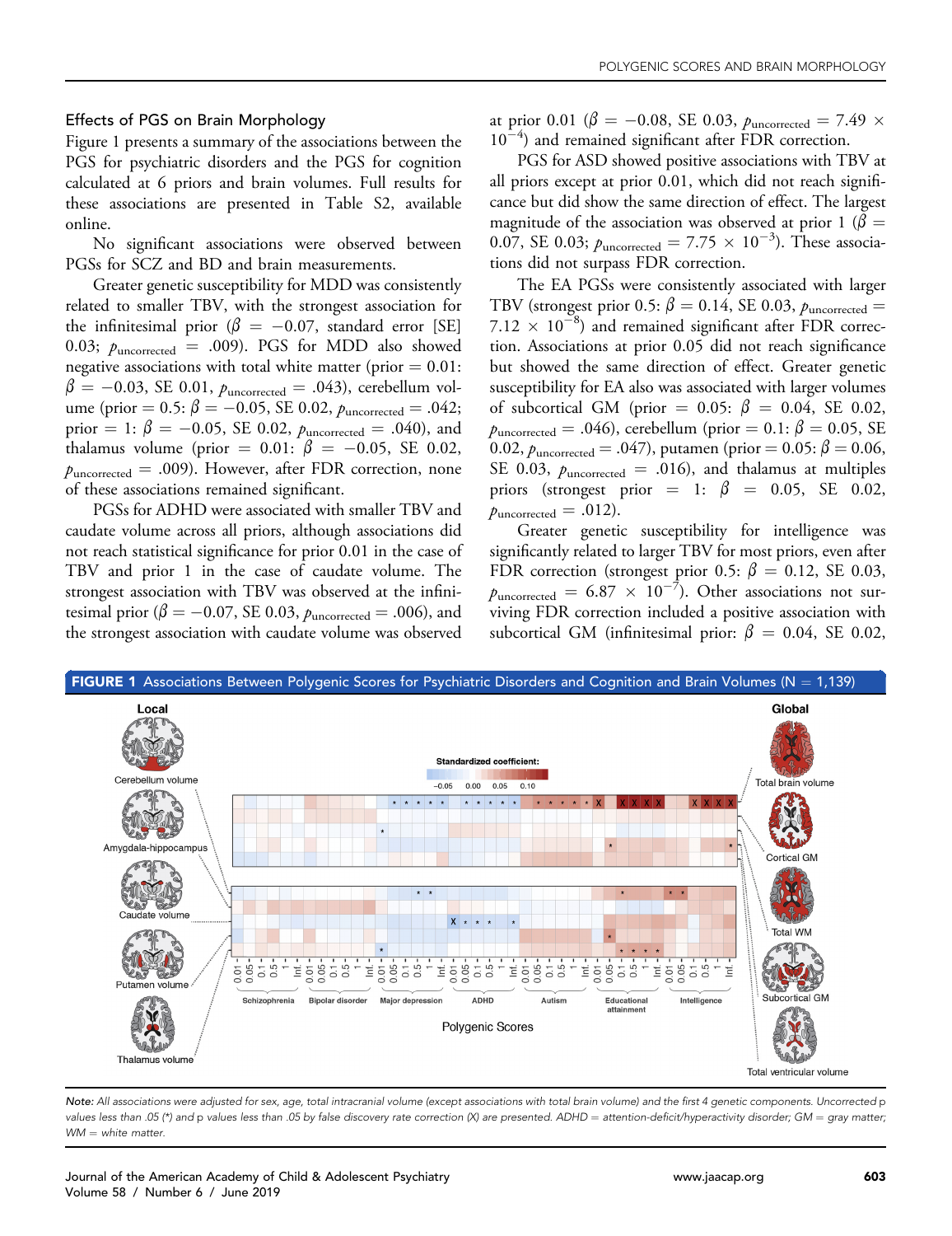## Effects of PGS on Brain Morphology

Figure 1 presents a summary of the associations between the PGS for psychiatric disorders and the PGS for cognition calculated at 6 priors and brain volumes. Full results for these associations are presented in Table S2, available online.

No significant associations were observed between PGSs for SCZ and BD and brain measurements.

Greater genetic susceptibility for MDD was consistently related to smaller TBV, with the strongest association for the infinitesimal prior ($\beta = -0.07$, standard error [SE] 0.03; $p_{\text{uncorrected}} = .009$). PGS for MDD also showed negative associations with total white matter (prior = 0.01: $\beta = -0.03$, SE 0.01, $p_{\text{uncorrected}} = .043$), cerebellum volume (prior = 0.5: $\beta = -0.05$, SE 0.02, $p_{\text{uncorrected}} = .042$; prior = 1: $\beta = -0.05$, SE 0.02, $p_{\text{uncorrected}} = .040$), and thalamus volume (prior = 0.01: $\beta = -0.05$, SE 0.02, $p_{\text{uncorrected}} = .009$). However, after FDR correction, none of these associations remained significant.

PGSs for ADHD were associated with smaller TBV and caudate volume across all priors, although associations did not reach statistical significance for prior 0.01 in the case of TBV and prior 1 in the case of caudate volume. The strongest association with TBV was observed at the infinitesimal prior ($\beta = -0.07$, SE 0.03, $p_{\text{uncorrected}} = .006$), and the strongest association with caudate volume was observed at prior 0.01 ($\beta = -0.08$, SE 0.03, $p_{\text{uncorrected}} = 7.49 \times 10^{-4}$) and remained significant after FDR correction.

PGS for ASD showed positive associations with TBV at all priors except at prior 0.01, which did not reach significance but did show the same direction of effect. The largest magnitude of the association was observed at prior 1 ($\beta = 0.07$, SE 0.03; $p_{\text{uncorrected}} = 7.75 \times 10^{-3}$). These associations did not surpass FDR correction.

The EA PGSs were consistently associated with larger TBV (strongest prior 0.5: $\beta = 0.14$, SE 0.03, $p_{\text{uncorrected}} = 7.12 \times 10^{-8}$) and remained significant after FDR correction. Associations at prior 0.05 did not reach significance but showed the same direction of effect. Greater genetic susceptibility for EA also was associated with larger volumes of subcortical GM (prior = 0.05: $\beta = 0.04$, SE 0.02, $p_{\text{uncorrected}} = .046$), cerebellum (prior = 0.1: $\beta = 0.05$, SE 0.02, $p_{\text{uncorrected}} = .047$), putamen (prior = 0.05: $\beta = 0.06$, SE 0.03, $p_{\text{uncorrected}} = .016$), and thalamus at multiples priors (strongest prior = 1: $\beta = 0.05$, SE 0.02, $p_{\text{uncorrected}} = .012$).

Greater genetic susceptibility for intelligence was significantly related to larger TBV for most priors, even after FDR correction (strongest prior 0.5: $\beta = 0.12$, SE 0.03, $p_{\text{uncorrected}} = 6.87 \times 10^{-7}$). Other associations not surviving FDR correction included a positive association with subcortical GM (infinitesimal prior: $\beta = 0.04$, SE 0.02,

**FIGURE 1** Associations Between Polygenic Scores for Psychiatric Disorders and Cognition and Brain Volumes (N = 1,139)

*Note: All associations were adjusted for sex, age, total intracranial volume (except associations with total brain volume) and the first 4 genetic components. Uncorrected p values less than .05 (\*) and p values less than .05 by false discovery rate correction (X) are presented. ADHD = attention-deficit/hyperactivity disorder; GM = gray matter; WM = white matter.*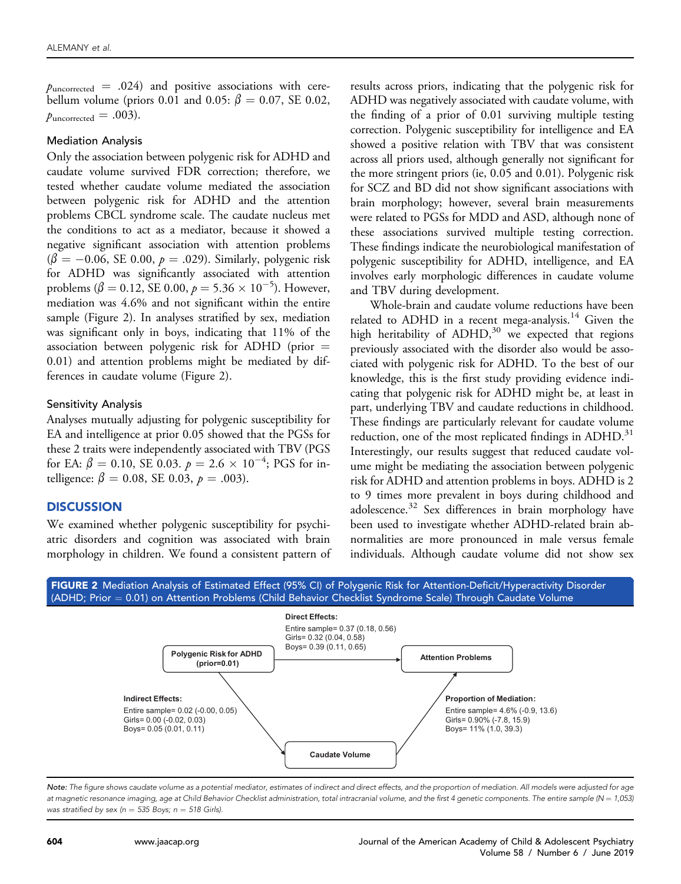$p_{\text{uncorrected}} = .024$) and positive associations with cerebellum volume (priors 0.01 and 0.05: $\beta = 0.07$, SE 0.02, $p_{\text{uncorrected}} = .003$).

### Mediation Analysis

Only the association between polygenic risk for ADHD and caudate volume survived FDR correction; therefore, we tested whether caudate volume mediated the association between polygenic risk for ADHD and the attention problems CBCL syndrome scale. The caudate nucleus met the conditions to act as a mediator, because it showed a negative significant association with attention problems ($\beta = -0.06$, SE 0.00, $p = .029$). Similarly, polygenic risk for ADHD was significantly associated with attention problems ($\beta = 0.12$, SE 0.00, $p = 5.36 \times 10^{-5}$). However, mediation was 4.6% and not significant within the entire sample (Figure 2). In analyses stratified by sex, mediation was significant only in boys, indicating that 11% of the association between polygenic risk for ADHD (prior = 0.01) and attention problems might be mediated by differences in caudate volume (Figure 2).

### Sensitivity Analysis

Analyses mutually adjusting for polygenic susceptibility for EA and intelligence at prior 0.05 showed that the PGSs for these 2 traits were independently associated with TBV (PGS for EA: $\beta = 0.10$, SE 0.03. $p = 2.6 \times 10^{-4}$; PGS for intelligence: $\beta = 0.08$, SE 0.03, $p = .003$).

## DISCUSSION

We examined whether polygenic susceptibility for psychiatric disorders and cognition was associated with brain morphology in children. We found a consistent pattern of results across priors, indicating that the polygenic risk for ADHD was negatively associated with caudate volume, with the finding of a prior of 0.01 surviving multiple testing correction. Polygenic susceptibility for intelligence and EA showed a positive relation with TBV that was consistent across all priors used, although generally not significant for the more stringent priors (ie, 0.05 and 0.01). Polygenic risk for SCZ and BD did not show significant associations with brain morphology; however, several brain measurements were related to PGSs for MDD and ASD, although none of these associations survived multiple testing correction. These findings indicate the neurobiological manifestation of polygenic susceptibility for ADHD, intelligence, and EA involves early morphologic differences in caudate volume and TBV during development.

Whole-brain and caudate volume reductions have been related to ADHD in a recent mega-analysis.[14] Given the high heritability of ADHD,[30] we expected that regions previously associated with the disorder also would be associated with polygenic risk for ADHD. To the best of our knowledge, this is the first study providing evidence indicating that polygenic risk for ADHD might be, at least in part, underlying TBV and caudate reductions in childhood. These findings are particularly relevant for caudate volume reduction, one of the most replicated findings in ADHD.[31] Interestingly, our results suggest that reduced caudate volume might be mediating the association between polygenic risk for ADHD and attention problems in boys. ADHD is 2 to 9 times more prevalent in boys during childhood and adolescence.[32] Sex differences in brain morphology have been used to investigate whether ADHD-related brain abnormalities are more pronounced in male versus female individuals. Although caudate volume did not show sex

**FIGURE 2** Mediation Analysis of Estimated Effect (95% CI) of Polygenic Risk for Attention-Deficit/Hyperactivity Disorder (ADHD; Prior = 0.01) on Attention Problems (Child Behavior Checklist Syndrome Scale) Through Caudate Volume

Polygenic Risk for ADHD (prior=0.01) → Attention Problems

**Direct Effects:**
Entire sample= 0.37 (0.18, 0.56)
Girls= 0.32 (0.04, 0.58)
Boys= 0.39 (0.11, 0.65)

Polygenic Risk for ADHD (prior=0.01) → Caudate Volume → Attention Problems

**Indirect Effects:**
Entire sample= 0.02 (-0.00, 0.05)
Girls= 0.00 (-0.02, 0.03)
Boys= 0.05 (0.01, 0.11)

**Proportion of Mediation:**
Entire sample= 4.6% (-0.9, 13.6)
Girls= 0.90% (-7.8, 15.9)
Boys= 11% (1.0, 39.3)

*Note: The figure shows caudate volume as a potential mediator, estimates of indirect and direct effects, and the proportion of mediation. All models were adjusted for age at magnetic resonance imaging, age at Child Behavior Checklist administration, total intracranial volume, and the first 4 genetic components. The entire sample (N = 1,053) was stratified by sex (n = 535 Boys; n = 518 Girls).*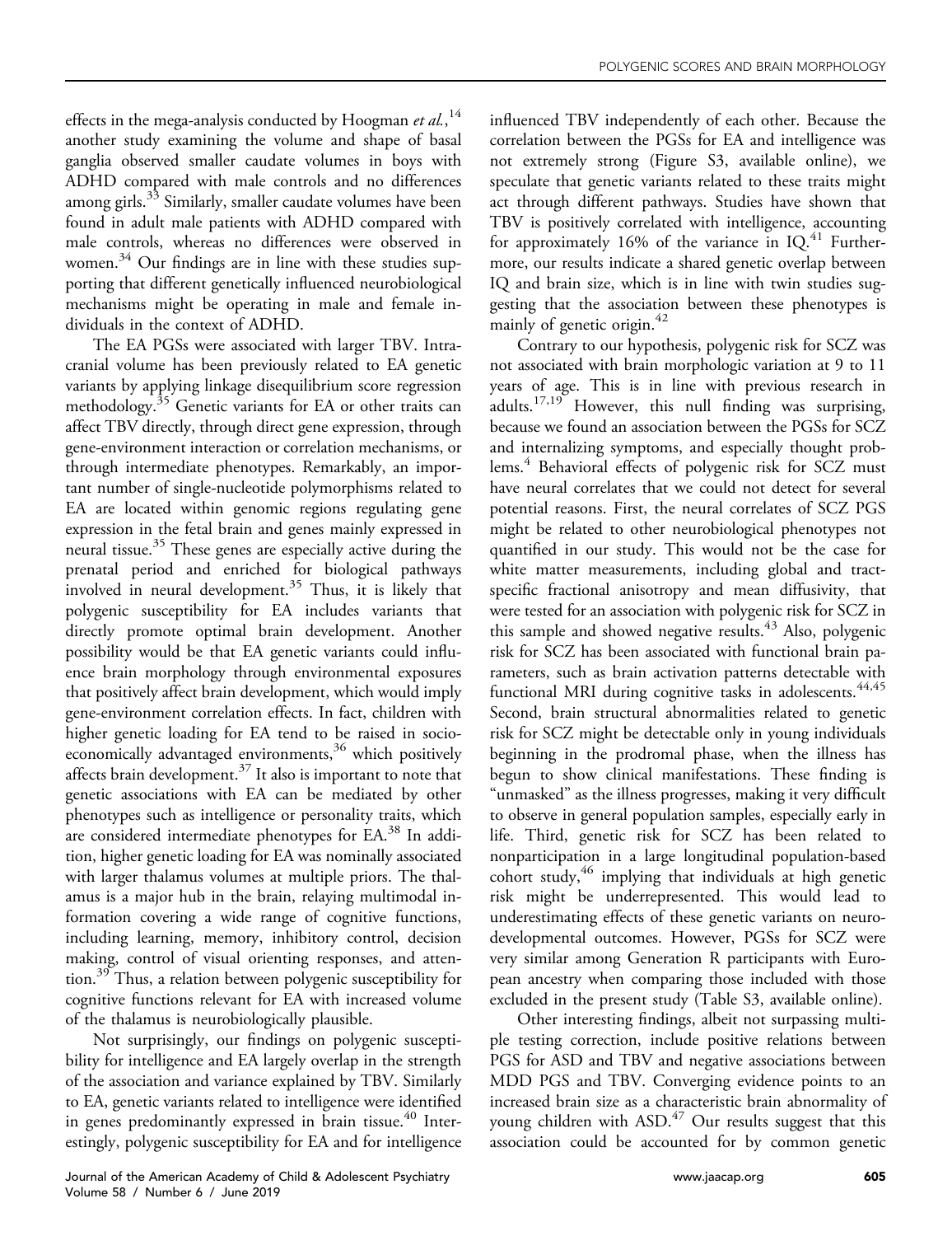effects in the mega-analysis conducted by Hoogman *et al.*,[14] another study examining the volume and shape of basal ganglia observed smaller caudate volumes in boys with ADHD compared with male controls and no differences among girls.[33] Similarly, smaller caudate volumes have been found in adult male patients with ADHD compared with male controls, whereas no differences were observed in women.[34] Our findings are in line with these studies supporting that different genetically influenced neurobiological mechanisms might be operating in male and female individuals in the context of ADHD.

The EA PGSs were associated with larger TBV. Intracranial volume has been previously related to EA genetic variants by applying linkage disequilibrium score regression methodology.[35] Genetic variants for EA or other traits can affect TBV directly, through direct gene expression, through gene-environment interaction or correlation mechanisms, or through intermediate phenotypes. Remarkably, an important number of single-nucleotide polymorphisms related to EA are located within genomic regions regulating gene expression in the fetal brain and genes mainly expressed in neural tissue.[35] These genes are especially active during the prenatal period and enriched for biological pathways involved in neural development.[35] Thus, it is likely that polygenic susceptibility for EA includes variants that directly promote optimal brain development. Another possibility would be that EA genetic variants could influence brain morphology through environmental exposures that positively affect brain development, which would imply gene-environment correlation effects. In fact, children with higher genetic loading for EA tend to be raised in socioeconomically advantaged environments,[36] which positively affects brain development.[37] It also is important to note that genetic associations with EA can be mediated by other phenotypes such as intelligence or personality traits, which are considered intermediate phenotypes for EA.[38] In addition, higher genetic loading for EA was nominally associated with larger thalamus volumes at multiple priors. The thalamus is a major hub in the brain, relaying multimodal information covering a wide range of cognitive functions, including learning, memory, inhibitory control, decision making, control of visual orienting responses, and attention.[39] Thus, a relation between polygenic susceptibility for cognitive functions relevant for EA with increased volume of the thalamus is neurobiologically plausible.

Not surprisingly, our findings on polygenic susceptibility for intelligence and EA largely overlap in the strength of the association and variance explained by TBV. Similarly to EA, genetic variants related to intelligence were identified in genes predominantly expressed in brain tissue.[40] Interestingly, polygenic susceptibility for EA and for intelligence influenced TBV independently of each other. Because the correlation between the PGSs for EA and intelligence was not extremely strong (Figure S3, available online), we speculate that genetic variants related to these traits might act through different pathways. Studies have shown that TBV is positively correlated with intelligence, accounting for approximately 16% of the variance in IQ.[41] Furthermore, our results indicate a shared genetic overlap between IQ and brain size, which is in line with twin studies suggesting that the association between these phenotypes is mainly of genetic origin.[42]

Contrary to our hypothesis, polygenic risk for SCZ was not associated with brain morphologic variation at 9 to 11 years of age. This is in line with previous research in adults.[17,19] However, this null finding was surprising, because we found an association between the PGSs for SCZ and internalizing symptoms, and especially thought problems.[4] Behavioral effects of polygenic risk for SCZ must have neural correlates that we could not detect for several potential reasons. First, the neural correlates of SCZ PGS might be related to other neurobiological phenotypes not quantified in our study. This would not be the case for white matter measurements, including global and tract-specific fractional anisotropy and mean diffusivity, that were tested for an association with polygenic risk for SCZ in this sample and showed negative results.[43] Also, polygenic risk for SCZ has been associated with functional brain parameters, such as brain activation patterns detectable with functional MRI during cognitive tasks in adolescents.[44,45] Second, brain structural abnormalities related to genetic risk for SCZ might be detectable only in young individuals beginning in the prodromal phase, when the illness has begun to show clinical manifestations. These finding is "unmasked" as the illness progresses, making it very difficult to observe in general population samples, especially early in life. Third, genetic risk for SCZ has been related to nonparticipation in a large longitudinal population-based cohort study,[46] implying that individuals at high genetic risk might be underrepresented. This would lead to underestimating effects of these genetic variants on neurodevelopmental outcomes. However, PGSs for SCZ were very similar among Generation R participants with European ancestry when comparing those included with those excluded in the present study (Table S3, available online).

Other interesting findings, albeit not surpassing multiple testing correction, include positive relations between PGS for ASD and TBV and negative associations between MDD PGS and TBV. Converging evidence points to an increased brain size as a characteristic brain abnormality of young children with ASD.[47] Our results suggest that this association could be accounted for by common genetic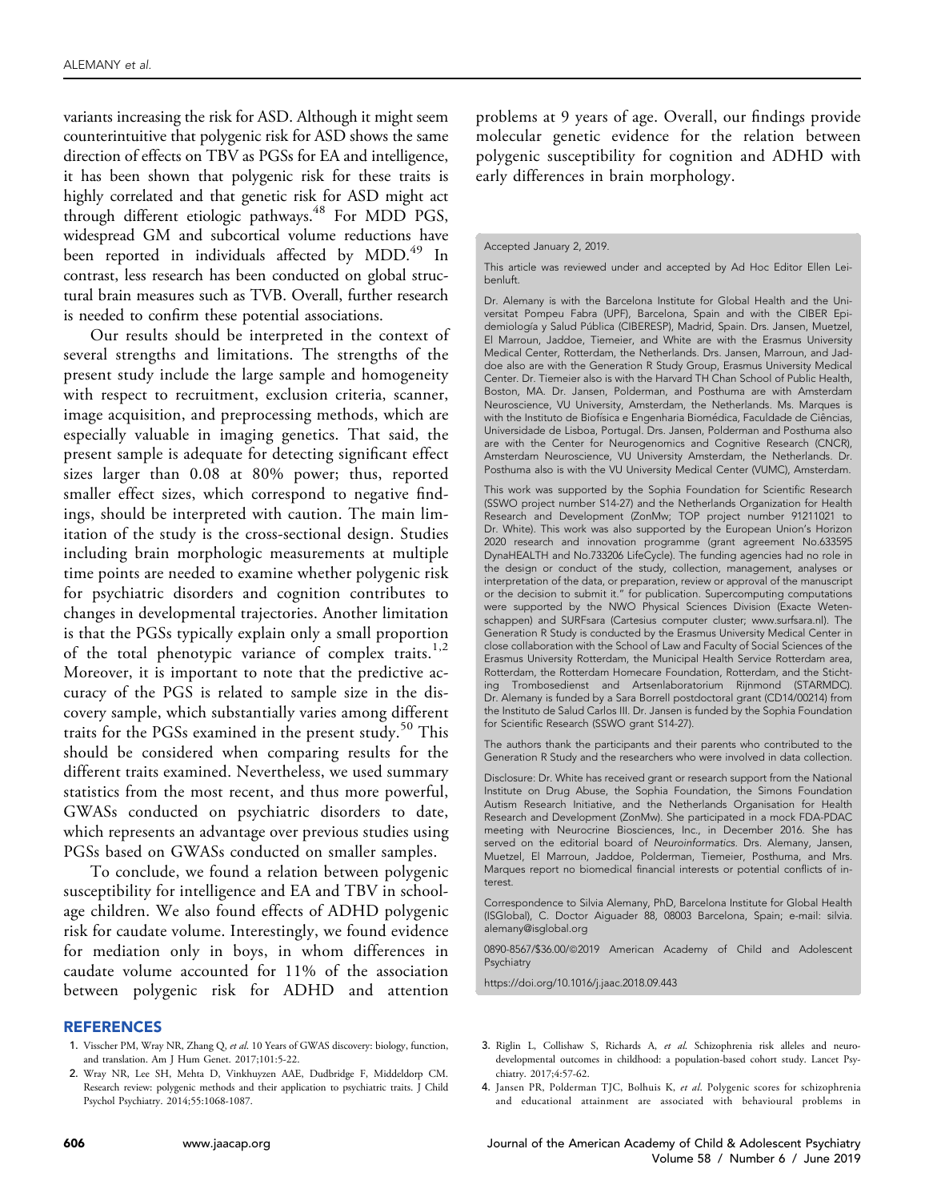variants increasing the risk for ASD. Although it might seem counterintuitive that polygenic risk for ASD shows the same direction of effects on TBV as PGSs for EA and intelligence, it has been shown that polygenic risk for these traits is highly correlated and that genetic risk for ASD might act through different etiologic pathways.[48] For MDD PGS, widespread GM and subcortical volume reductions have been reported in individuals affected by MDD.[49] In contrast, less research has been conducted on global structural brain measures such as TVB. Overall, further research is needed to confirm these potential associations.

Our results should be interpreted in the context of several strengths and limitations. The strengths of the present study include the large sample and homogeneity with respect to recruitment, exclusion criteria, scanner, image acquisition, and preprocessing methods, which are especially valuable in imaging genetics. That said, the present sample is adequate for detecting significant effect sizes larger than 0.08 at 80% power; thus, reported smaller effect sizes, which correspond to negative findings, should be interpreted with caution. The main limitation of the study is the cross-sectional design. Studies including brain morphologic measurements at multiple time points are needed to examine whether polygenic risk for psychiatric disorders and cognition contributes to changes in developmental trajectories. Another limitation is that the PGSs typically explain only a small proportion of the total phenotypic variance of complex traits.[1,2] Moreover, it is important to note that the predictive accuracy of the PGS is related to sample size in the discovery sample, which substantially varies among different traits for the PGSs examined in the present study.[50] This should be considered when comparing results for the different traits examined. Nevertheless, we used summary statistics from the most recent, and thus more powerful, GWASs conducted on psychiatric disorders to date, which represents an advantage over previous studies using PGSs based on GWASs conducted on smaller samples.

To conclude, we found a relation between polygenic susceptibility for intelligence and EA and TBV in school-age children. We also found effects of ADHD polygenic risk for caudate volume. Interestingly, we found evidence for mediation only in boys, in whom differences in caudate volume accounted for 11% of the association between polygenic risk for ADHD and attention problems at 9 years of age. Overall, our findings provide molecular genetic evidence for the relation between polygenic susceptibility for cognition and ADHD with early differences in brain morphology.

Accepted January 2, 2019.

This article was reviewed under and accepted by Ad Hoc Editor Ellen Leibenluft.

Dr. Alemany is with the Barcelona Institute for Global Health and the Universitat Pompeu Fabra (UPF), Barcelona, Spain and with the CIBER Epidemiología y Salud Pública (CIBERESP), Madrid, Spain. Drs. Jansen, Muetzel, El Marroun, Jaddoe, Tiemeier, and White are with the Erasmus University Medical Center, Rotterdam, the Netherlands. Drs. Jansen, Marroun, and Jaddoe also are with the Generation R Study Group, Erasmus University Medical Center. Dr. Tiemeier also is with the Harvard TH Chan School of Public Health, Boston, MA. Dr. Jansen, Polderman, and Posthuma are with Amsterdam Neuroscience, VU University, Amsterdam, the Netherlands. Ms. Marques is with the Instituto de Biofísica e Engenharia Biomédica, Faculdade de Ciências, Universidade de Lisboa, Portugal. Drs. Jansen, Polderman and Posthuma also are with the Center for Neurogenomics and Cognitive Research (CNCR), Amsterdam Neuroscience, VU University Amsterdam, the Netherlands. Dr. Posthuma also is with the VU University Medical Center (VUMC), Amsterdam.

This work was supported by the Sophia Foundation for Scientific Research (SSWO project number S14-27) and the Netherlands Organization for Health Research and Development (ZonMw; TOP project number 91211021 to Dr. White). This work was also supported by the European Union's Horizon 2020 research and innovation programme (grant agreement No.633595 DynaHEALTH and No.733206 LifeCycle). The funding agencies had no role in the design or conduct of the study, collection, management, analyses or interpretation of the data, or preparation, review or approval of the manuscript or the decision to submit it." for publication. Supercomputing computations were supported by the NWO Physical Sciences Division (Exacte Wetenschappen) and SURFsara (Cartesius computer cluster; www.surfsara.nl). The Generation R Study is conducted by the Erasmus University Medical Center in close collaboration with the School of Law and Faculty of Social Sciences of the Erasmus University Rotterdam, the Municipal Health Service Rotterdam area, Rotterdam, the Rotterdam Homecare Foundation, Rotterdam, and the Stichting Trombosedienst and Artsenlaboratorium Rijnmond (STARMDC). Dr. Alemany is funded by a Sara Borrell postdoctoral grant (CD14/00214) from the Instituto de Salud Carlos III. Dr. Jansen is funded by the Sophia Foundation for Scientific Research (SSWO grant S14-27).

The authors thank the participants and their parents who contributed to the Generation R Study and the researchers who were involved in data collection.

Disclosure: Dr. White has received grant or research support from the National Institute on Drug Abuse, the Sophia Foundation, the Simons Foundation Autism Research Initiative, and the Netherlands Organisation for Health Research and Development (ZonMw). She participated in a mock FDA-PDAC meeting with Neurocrine Biosciences, Inc., in December 2016. She has served on the editorial board of *Neuroinformatics*. Drs. Alemany, Jansen, Muetzel, El Marroun, Jaddoe, Polderman, Tiemeier, Posthuma, and Mrs. Marques report no biomedical financial interests or potential conflicts of interest.

Correspondence to Silvia Alemany, PhD, Barcelona Institute for Global Health (ISGlobal), C. Doctor Aiguader 88, 08003 Barcelona, Spain; e-mail: silvia.alemany@isglobal.org

0890-8567/$36.00/©2019 American Academy of Child and Adolescent Psychiatry

https://doi.org/10.1016/j.jaac.2018.09.443

## REFERENCES

1. Visscher PM, Wray NR, Zhang Q, *et al*. 10 Years of GWAS discovery: biology, function, and translation. Am J Hum Genet. 2017;101:5-22.
2. Wray NR, Lee SH, Mehta D, Vinkhuyzen AAE, Dudbridge F, Middeldorp CM. Research review: polygenic methods and their application to psychiatric traits. J Child Psychol Psychiatry. 2014;55:1068-1087.
3. Riglin L, Collishaw S, Richards A, *et al*. Schizophrenia risk alleles and neurodevelopmental outcomes in childhood: a population-based cohort study. Lancet Psychiatry. 2017;4:57-62.
4. Jansen PR, Polderman TJC, Bolhuis K, *et al*. Polygenic scores for schizophrenia and educational attainment are associated with behavioural problems in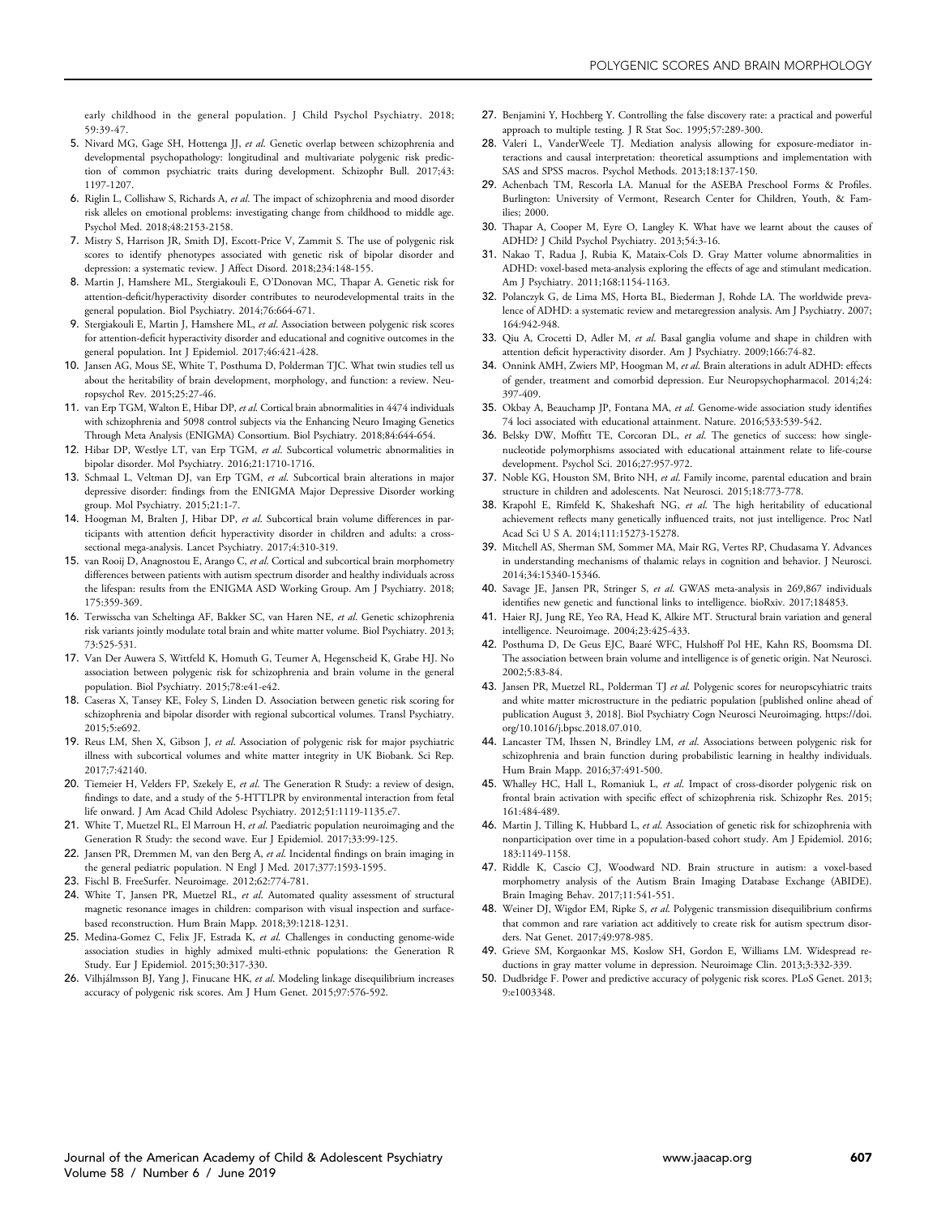early childhood in the general population. J Child Psychol Psychiatry. 2018; 59:39-47.

5. Nivard MG, Gage SH, Hottenga JJ, *et al*. Genetic overlap between schizophrenia and developmental psychopathology: longitudinal and multivariate polygenic risk prediction of common psychiatric traits during development. Schizophr Bull. 2017;43: 1197-1207.
6. Riglin L, Collishaw S, Richards A, *et al*. The impact of schizophrenia and mood disorder risk alleles on emotional problems: investigating change from childhood to middle age. Psychol Med. 2018;48:2153-2158.
7. Mistry S, Harrison JR, Smith DJ, Escott-Price V, Zammit S. The use of polygenic risk scores to identify phenotypes associated with genetic risk of bipolar disorder and depression: a systematic review. J Affect Disord. 2018;234:148-155.
8. Martin J, Hamshere ML, Stergiakouli E, O'Donovan MC, Thapar A. Genetic risk for attention-deficit/hyperactivity disorder contributes to neurodevelopmental traits in the general population. Biol Psychiatry. 2014;76:664-671.
9. Stergiakouli E, Martin J, Hamshere ML, *et al*. Association between polygenic risk scores for attention-deficit hyperactivity disorder and educational and cognitive outcomes in the general population. Int J Epidemiol. 2017;46:421-428.
10. Jansen AG, Mous SE, White T, Posthuma D, Polderman TJC. What twin studies tell us about the heritability of brain development, morphology, and function: a review. Neuropsychol Rev. 2015;25:27-46.
11. van Erp TGM, Walton E, Hibar DP, *et al*. Cortical brain abnormalities in 4474 individuals with schizophrenia and 5098 control subjects via the Enhancing Neuro Imaging Genetics Through Meta Analysis (ENIGMA) Consortium. Biol Psychiatry. 2018;84:644-654.
12. Hibar DP, Westlye LT, van Erp TGM, *et al*. Subcortical volumetric abnormalities in bipolar disorder. Mol Psychiatry. 2016;21:1710-1716.
13. Schmaal L, Veltman DJ, van Erp TGM, *et al*. Subcortical brain alterations in major depressive disorder: findings from the ENIGMA Major Depressive Disorder working group. Mol Psychiatry. 2015;21:1-7.
14. Hoogman M, Bralten J, Hibar DP, *et al*. Subcortical brain volume differences in participants with attention deficit hyperactivity disorder in children and adults: a cross-sectional mega-analysis. Lancet Psychiatry. 2017;4:310-319.
15. van Rooij D, Anagnostou E, Arango C, *et al*. Cortical and subcortical brain morphometry differences between patients with autism spectrum disorder and healthy individuals across the lifespan: results from the ENIGMA ASD Working Group. Am J Psychiatry. 2018; 175:359-369.
16. Terwisscha van Scheltinga AF, Bakker SC, van Haren NE, *et al*. Genetic schizophrenia risk variants jointly modulate total brain and white matter volume. Biol Psychiatry. 2013; 73:525-531.
17. Van Der Auwera S, Wittfeld K, Homuth G, Teumer A, Hegenscheid K, Grabe HJ. No association between polygenic risk for schizophrenia and brain volume in the general population. Biol Psychiatry. 2015;78:e41-e42.
18. Caseras X, Tansey KE, Foley S, Linden D. Association between genetic risk scoring for schizophrenia and bipolar disorder with regional subcortical volumes. Transl Psychiatry. 2015;5:e692.
19. Reus LM, Shen X, Gibson J, *et al*. Association of polygenic risk for major psychiatric illness with subcortical volumes and white matter integrity in UK Biobank. Sci Rep. 2017;7:42140.
20. Tiemeier H, Velders FP, Szekely E, *et al*. The Generation R Study: a review of design, findings to date, and a study of the 5-HTTLPR by environmental interaction from fetal life onward. J Am Acad Child Adolesc Psychiatry. 2012;51:1119-1135.e7.
21. White T, Muetzel RL, El Marroun H, *et al*. Paediatric population neuroimaging and the Generation R Study: the second wave. Eur J Epidemiol. 2017;33:99-125.
22. Jansen PR, Dremmen M, van den Berg A, *et al*. Incidental findings on brain imaging in the general pediatric population. N Engl J Med. 2017;377:1593-1595.
23. Fischl B. FreeSurfer. Neuroimage. 2012;62:774-781.
24. White T, Jansen PR, Muetzel RL, *et al*. Automated quality assessment of structural magnetic resonance images in children: comparison with visual inspection and surface-based reconstruction. Hum Brain Mapp. 2018;39:1218-1231.
25. Medina-Gomez C, Felix JF, Estrada K, *et al*. Challenges in conducting genome-wide association studies in highly admixed multi-ethnic populations: the Generation R Study. Eur J Epidemiol. 2015;30:317-330.
26. Vilhjálmsson BJ, Yang J, Finucane HK, *et al*. Modeling linkage disequilibrium increases accuracy of polygenic risk scores. Am J Hum Genet. 2015;97:576-592.
27. Benjamini Y, Hochberg Y. Controlling the false discovery rate: a practical and powerful approach to multiple testing. J R Stat Soc. 1995;57:289-300.
28. Valeri L, VanderWeele TJ. Mediation analysis allowing for exposure-mediator interactions and causal interpretation: theoretical assumptions and implementation with SAS and SPSS macros. Psychol Methods. 2013;18:137-150.
29. Achenbach TM, Rescorla LA. Manual for the ASEBA Preschool Forms & Profiles. Burlington: University of Vermont, Research Center for Children, Youth, & Families; 2000.
30. Thapar A, Cooper M, Eyre O, Langley K. What have we learnt about the causes of ADHD? J Child Psychol Psychiatry. 2013;54:3-16.
31. Nakao T, Radua J, Rubia K, Mataix-Cols D. Gray Matter volume abnormalities in ADHD: voxel-based meta-analysis exploring the effects of age and stimulant medication. Am J Psychiatry. 2011;168:1154-1163.
32. Polanczyk G, de Lima MS, Horta BL, Biederman J, Rohde LA. The worldwide prevalence of ADHD: a systematic review and metaregression analysis. Am J Psychiatry. 2007; 164:942-948.
33. Qiu A, Crocetti D, Adler M, *et al*. Basal ganglia volume and shape in children with attention deficit hyperactivity disorder. Am J Psychiatry. 2009;166:74-82.
34. Onnink AMH, Zwiers MP, Hoogman M, *et al*. Brain alterations in adult ADHD: effects of gender, treatment and comorbid depression. Eur Neuropsychopharmacol. 2014;24: 397-409.
35. Okbay A, Beauchamp JP, Fontana MA, *et al*. Genome-wide association study identifies 74 loci associated with educational attainment. Nature. 2016;533:539-542.
36. Belsky DW, Moffitt TE, Corcoran DL, *et al*. The genetics of success: how single-nucleotide polymorphisms associated with educational attainment relate to life-course development. Psychol Sci. 2016;27:957-972.
37. Noble KG, Houston SM, Brito NH, *et al*. Family income, parental education and brain structure in children and adolescents. Nat Neurosci. 2015;18:773-778.
38. Krapohl E, Rimfeld K, Shakeshaft NG, *et al*. The high heritability of educational achievement reflects many genetically influenced traits, not just intelligence. Proc Natl Acad Sci U S A. 2014;111:15273-15278.
39. Mitchell AS, Sherman SM, Sommer MA, Mair RG, Vertes RP, Chudasama Y. Advances in understanding mechanisms of thalamic relays in cognition and behavior. J Neurosci. 2014;34:15340-15346.
40. Savage JE, Jansen PR, Stringer S, *et al*. GWAS meta-analysis in 269,867 individuals identifies new genetic and functional links to intelligence. bioRxiv. 2017;184853.
41. Haier RJ, Jung RE, Yeo RA, Head K, Alkire MT. Structural brain variation and general intelligence. Neuroimage. 2004;23:425-433.
42. Posthuma D, De Geus EJC, Baaré WFC, Hulshoff Pol HE, Kahn RS, Boomsma DI. The association between brain volume and intelligence is of genetic origin. Nat Neurosci. 2002;5:83-84.
43. Jansen PR, Muetzel RL, Polderman TJ *et al*. Polygenic scores for neuropscyhiatric traits and white matter microstructure in the pediatric population [published online ahead of publication August 3, 2018]. Biol Psychiatry Cogn Neurosci Neuroimaging. https://doi.org/10.1016/j.bpsc.2018.07.010.
44. Lancaster TM, Ihssen N, Brindley LM, *et al*. Associations between polygenic risk for schizophrenia and brain function during probabilistic learning in healthy individuals. Hum Brain Mapp. 2016;37:491-500.
45. Whalley HC, Hall L, Romaniuk L, *et al*. Impact of cross-disorder polygenic risk on frontal brain activation with specific effect of schizophrenia risk. Schizophr Res. 2015; 161:484-489.
46. Martin J, Tilling K, Hubbard L, *et al*. Association of genetic risk for schizophrenia with nonparticipation over time in a population-based cohort study. Am J Epidemiol. 2016; 183:1149-1158.
47. Riddle K, Cascio CJ, Woodward ND. Brain structure in autism: a voxel-based morphometry analysis of the Autism Brain Imaging Database Exchange (ABIDE). Brain Imaging Behav. 2017;11:541-551.
48. Weiner DJ, Wigdor EM, Ripke S, *et al*. Polygenic transmission disequilibrium confirms that common and rare variation act additively to create risk for autism spectrum disorders. Nat Genet. 2017;49:978-985.
49. Grieve SM, Korgaonkar MS, Koslow SH, Gordon E, Williams LM. Widespread reductions in gray matter volume in depression. Neuroimage Clin. 2013;3:332-339.
50. Dudbridge F. Power and predictive accuracy of polygenic risk scores. PLoS Genet. 2013; 9:e1003348.